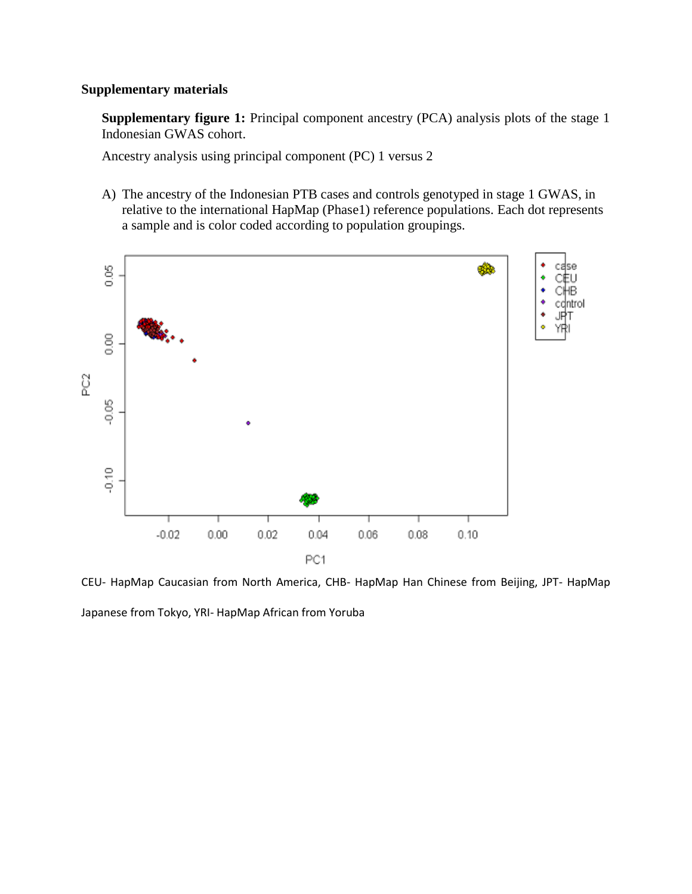**Supplementary materials**

**Supplementary figure 1:** Principal component ancestry (PCA) analysis plots of the stage 1 Indonesian GWAS cohort.

Ancestry analysis using principal component (PC) 1 versus 2

A) The ancestry of the Indonesian PTB cases and controls genotyped in stage 1 GWAS, in relative to the international HapMap (Phase1) reference populations. Each dot represents a sample and is color coded according to population groupings.

CEU- HapMap Caucasian from North America, CHB- HapMap Han Chinese from Beijing, JPT- HapMap Japanese from Tokyo, YRI- HapMap African from Yoruba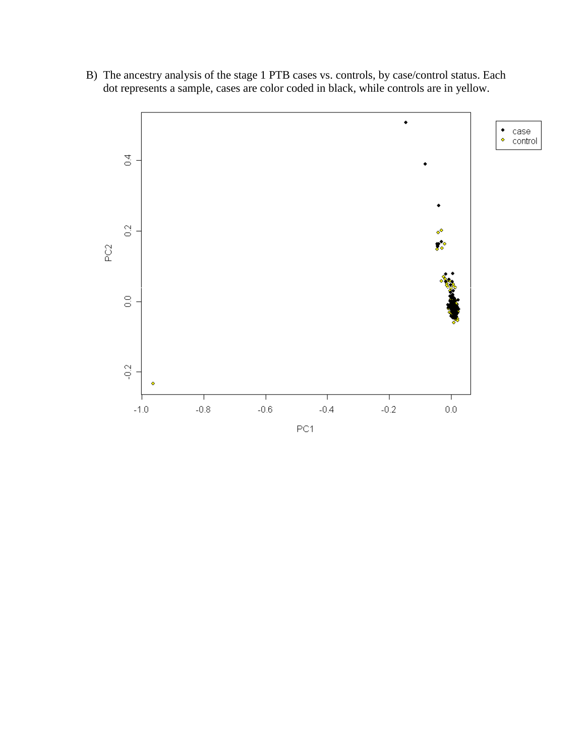B) The ancestry analysis of the stage 1 PTB cases vs. controls, by case/control status. Each dot represents a sample, cases are color coded in black, while controls are in yellow.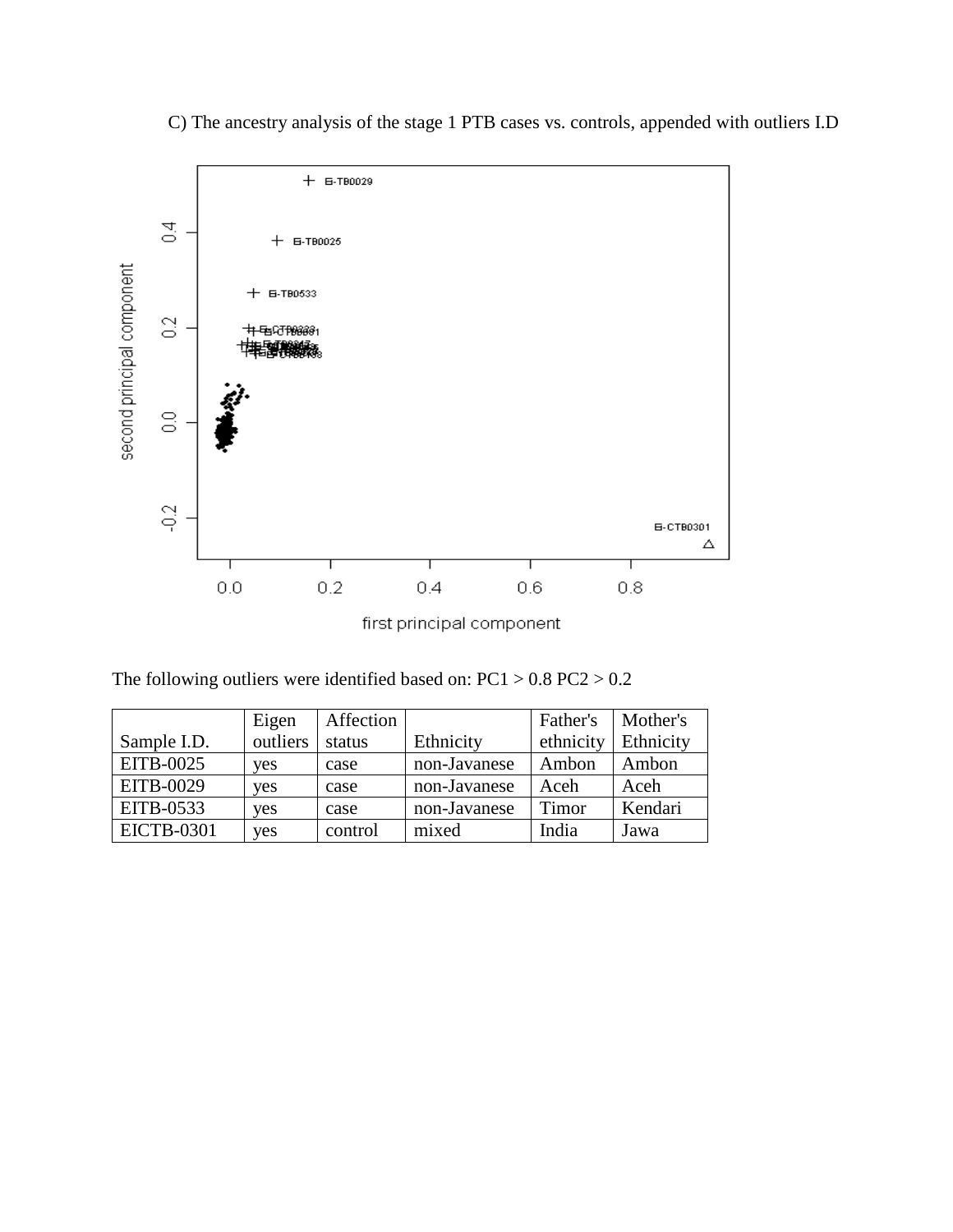C) The ancestry analysis of the stage 1 PTB cases vs. controls, appended with outliers I.D

The following outliers were identified based on: PC1 > 0.8 PC2 > 0.2

| Sample I.D. | Eigen outliers | Affection status | Ethnicity | Father's ethnicity | Mother's Ethnicity |
|---|---|---|---|---|---|
| EITB-0025 | yes | case | non-Javanese | Ambon | Ambon |
| EITB-0029 | yes | case | non-Javanese | Aceh | Aceh |
| EITB-0533 | yes | case | non-Javanese | Timor | Kendari |
| EICTB-0301 | yes | control | mixed | India | Jawa |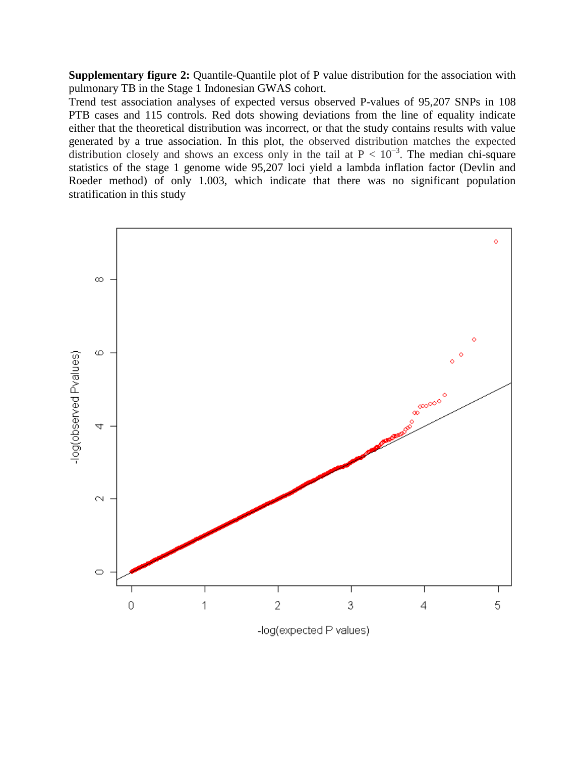**Supplementary figure 2:** Quantile-Quantile plot of P value distribution for the association with pulmonary TB in the Stage 1 Indonesian GWAS cohort.

Trend test association analyses of expected versus observed P-values of 95,207 SNPs in 108 PTB cases and 115 controls. Red dots showing deviations from the line of equality indicate either that the theoretical distribution was incorrect, or that the study contains results with value generated by a true association. In this plot, the observed distribution matches the expected distribution closely and shows an excess only in the tail at $P < 10^{-3}$. The median chi-square statistics of the stage 1 genome wide 95,207 loci yield a lambda inflation factor (Devlin and Roeder method) of only 1.003, which indicate that there was no significant population stratification in this study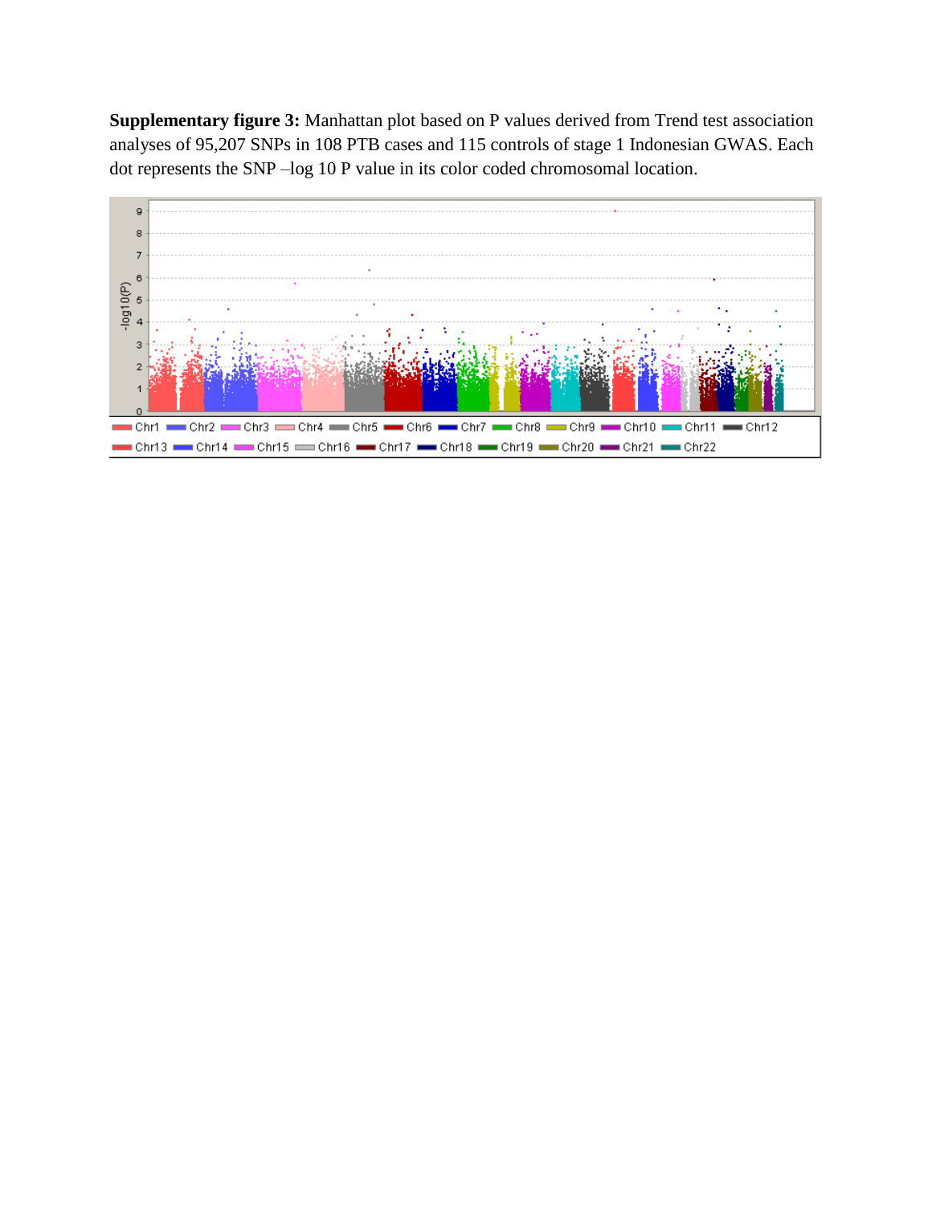**Supplementary figure 3:** Manhattan plot based on P values derived from Trend test association analyses of 95,207 SNPs in 108 PTB cases and 115 controls of stage 1 Indonesian GWAS. Each dot represents the SNP –log 10 P value in its color coded chromosomal location.

-log10(P)

0 1 2 3 4 5 6 7 8 9

Chr1 Chr2 Chr3 Chr4 Chr5 Chr6 Chr7 Chr8 Chr9 Chr10 Chr11 Chr12

Chr13 Chr14 Chr15 Chr16 Chr17 Chr18 Chr19 Chr20 Chr21 Chr22